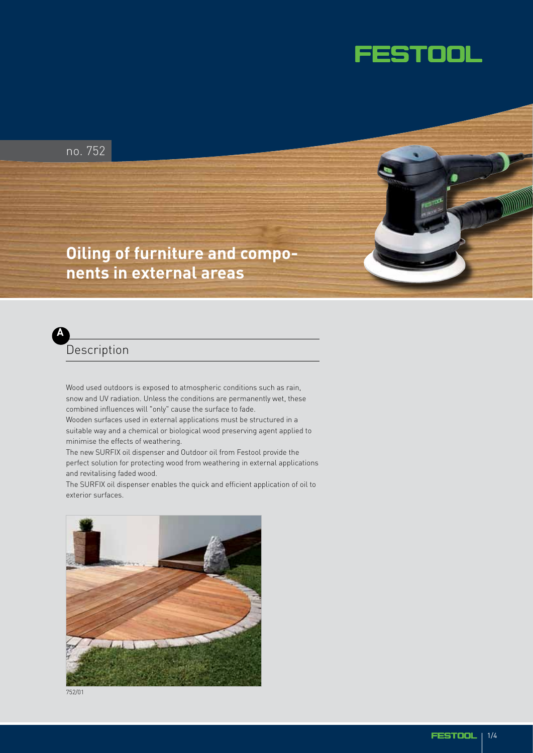no. 752

# Oiling of furniture and components in external areas

## A Description

Wood used outdoors is exposed to atmospheric conditions such as rain, snow and UV radiation. Unless the conditions are permanently wet, these combined influences will "only" cause the surface to fade.
Wooden surfaces used in external applications must be structured in a suitable way and a chemical or biological wood preserving agent applied to minimise the effects of weathering.
The new SURFIX oil dispenser and Outdoor oil from Festool provide the perfect solution for protecting wood from weathering in external applications and revitalising faded wood.
The SURFIX oil dispenser enables the quick and efficient application of oil to exterior surfaces.

752/01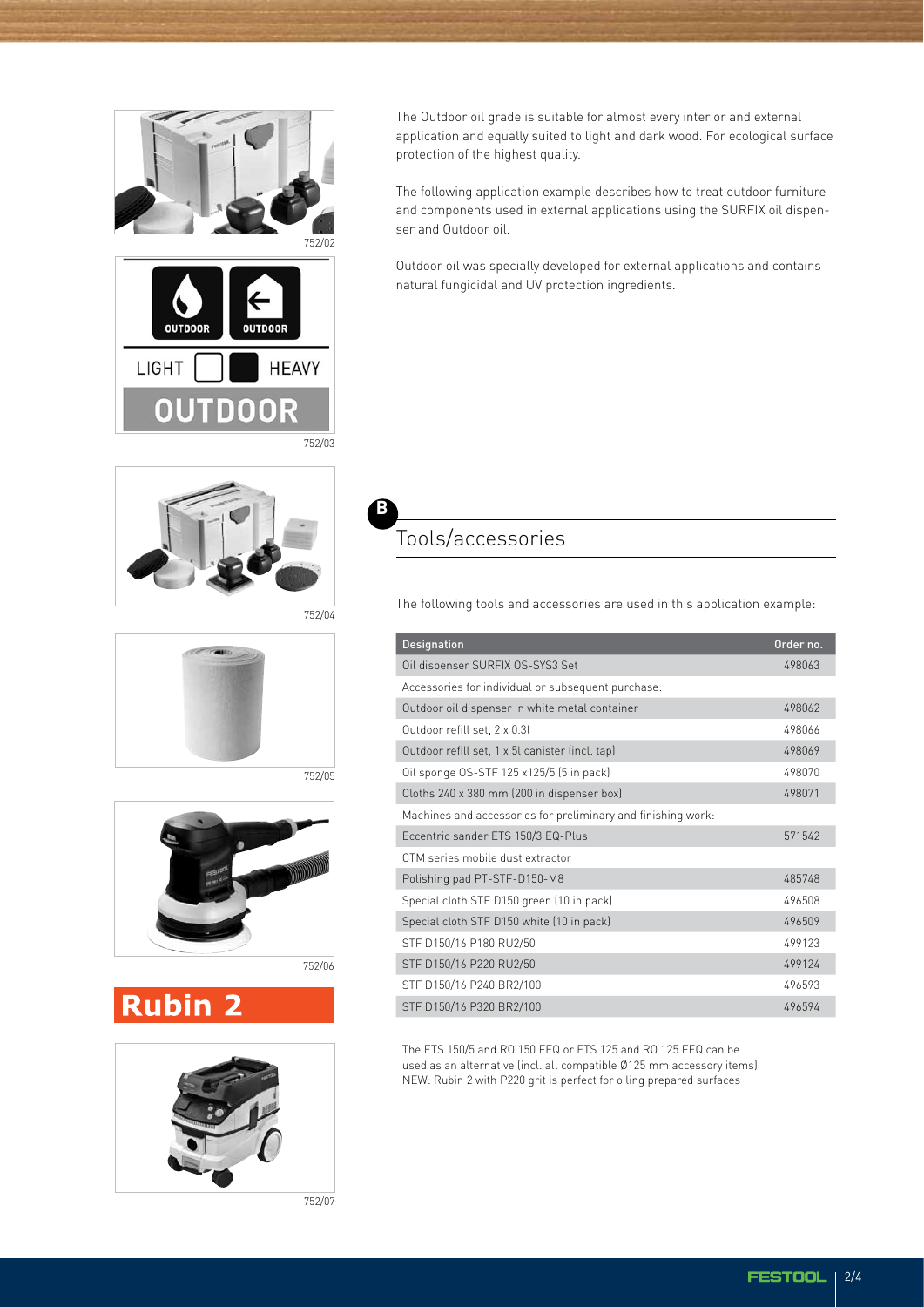The Outdoor oil grade is suitable for almost every interior and external application and equally suited to light and dark wood. For ecological surface protection of the highest quality.

The following application example describes how to treat outdoor furniture and components used in external applications using the SURFIX oil dispenser and Outdoor oil.

Outdoor oil was specially developed for external applications and contains natural fungicidal and UV protection ingredients.

752/02

752/03

752/04

752/05

752/06

Rubin 2

752/07

## B Tools/accessories

The following tools and accessories are used in this application example:

| Designation | Order no. |
|---|---|
| Oil dispenser SURFIX OS-SYS3 Set | 498063 |
| Accessories for individual or subsequent purchase: | |
| Outdoor oil dispenser in white metal container | 498062 |
| Outdoor refill set, 2 x 0.3l | 498066 |
| Outdoor refill set, 1 x 5l canister (incl. tap) | 498069 |
| Oil sponge OS-STF 125 x125/5 (5 in pack) | 498070 |
| Cloths 240 x 380 mm (200 in dispenser box) | 498071 |
| Machines and accessories for preliminary and finishing work: | |
| Eccentric sander ETS 150/3 EQ-Plus | 571542 |
| CTM series mobile dust extractor | |
| Polishing pad PT-STF-D150-M8 | 485748 |
| Special cloth STF D150 green (10 in pack) | 496508 |
| Special cloth STF D150 white (10 in pack) | 496509 |
| STF D150/16 P180 RU2/50 | 499123 |
| STF D150/16 P220 RU2/50 | 499124 |
| STF D150/16 P240 BR2/100 | 496593 |
| STF D150/16 P320 BR2/100 | 496594 |

The ETS 150/5 and RO 150 FEQ or ETS 125 and RO 125 FEQ can be used as an alternative (incl. all compatible Ø125 mm accessory items).
NEW: Rubin 2 with P220 grit is perfect for oiling prepared surfaces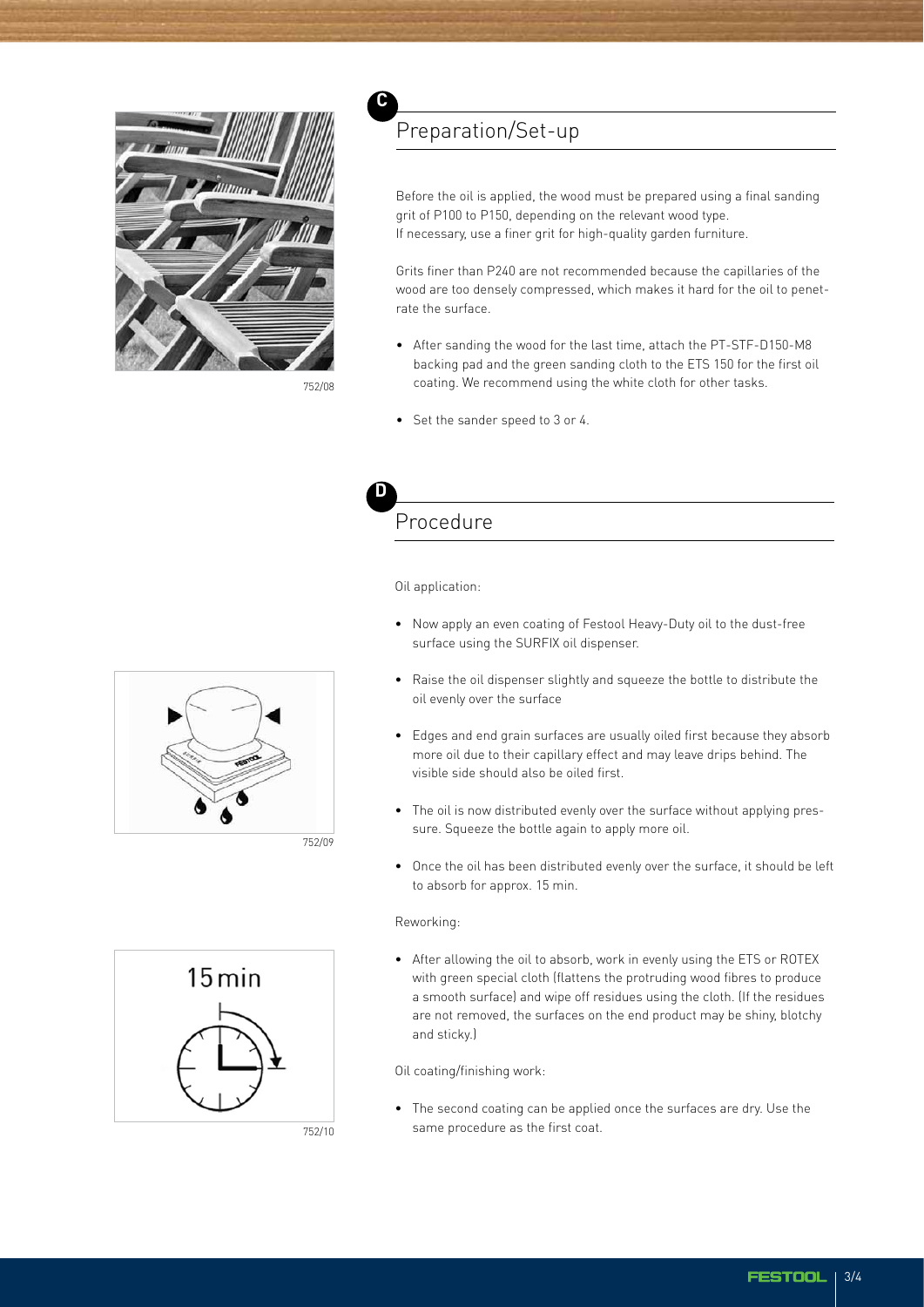## C Preparation/Set-up

Before the oil is applied, the wood must be prepared using a final sanding grit of P100 to P150, depending on the relevant wood type.
If necessary, use a finer grit for high-quality garden furniture.

Grits finer than P240 are not recommended because the capillaries of the wood are too densely compressed, which makes it hard for the oil to penetrate the surface.

- After sanding the wood for the last time, attach the PT-STF-D150-M8 backing pad and the green sanding cloth to the ETS 150 for the first oil coating. We recommend using the white cloth for other tasks.
- Set the sander speed to 3 or 4.

752/08

## D Procedure

Oil application:

- Now apply an even coating of Festool Heavy-Duty oil to the dust-free surface using the SURFIX oil dispenser.
- Raise the oil dispenser slightly and squeeze the bottle to distribute the oil evenly over the surface
- Edges and end grain surfaces are usually oiled first because they absorb more oil due to their capillary effect and may leave drips behind. The visible side should also be oiled first.
- The oil is now distributed evenly over the surface without applying pressure. Squeeze the bottle again to apply more oil.
- Once the oil has been distributed evenly over the surface, it should be left to absorb for approx. 15 min.

752/09

Reworking:

- After allowing the oil to absorb, work in evenly using the ETS or ROTEX with green special cloth (flattens the protruding wood fibres to produce a smooth surface) and wipe off residues using the cloth. (If the residues are not removed, the surfaces on the end product may be shiny, blotchy and sticky.)

15 min

752/10

Oil coating/finishing work:

- The second coating can be applied once the surfaces are dry. Use the same procedure as the first coat.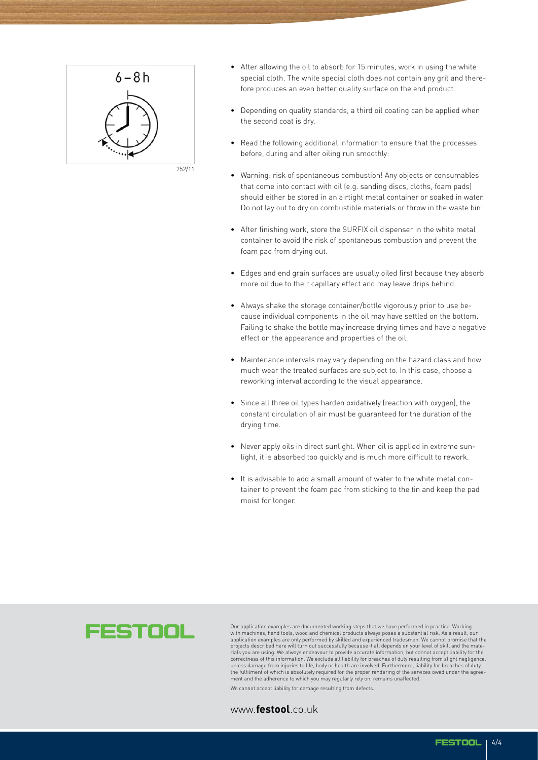6–8 h

752/11

- After allowing the oil to absorb for 15 minutes, work in using the white special cloth. The white special cloth does not contain any grit and therefore produces an even better quality surface on the end product.
- Depending on quality standards, a third oil coating can be applied when the second coat is dry.
- Read the following additional information to ensure that the processes before, during and after oiling run smoothly:
- Warning: risk of spontaneous combustion! Any objects or consumables that come into contact with oil (e.g. sanding discs, cloths, foam pads) should either be stored in an airtight metal container or soaked in water. Do not lay out to dry on combustible materials or throw in the waste bin!
- After finishing work, store the SURFIX oil dispenser in the white metal container to avoid the risk of spontaneous combustion and prevent the foam pad from drying out.
- Edges and end grain surfaces are usually oiled first because they absorb more oil due to their capillary effect and may leave drips behind.
- Always shake the storage container/bottle vigorously prior to use because individual components in the oil may have settled on the bottom. Failing to shake the bottle may increase drying times and have a negative effect on the appearance and properties of the oil.
- Maintenance intervals may vary depending on the hazard class and how much wear the treated surfaces are subject to. In this case, choose a reworking interval according to the visual appearance.
- Since all three oil types harden oxidatively (reaction with oxygen), the constant circulation of air must be guaranteed for the duration of the drying time.
- Never apply oils in direct sunlight. When oil is applied in extreme sunlight, it is absorbed too quickly and is much more difficult to rework.
- It is advisable to add a small amount of water to the white metal container to prevent the foam pad from sticking to the tin and keep the pad moist for longer.

FESTOOL

Our application examples are documented working steps that we have performed in practice. Working with machines, hand tools, wood and chemical products always poses a substantial risk. As a result, our application examples are only performed by skilled and experienced tradesmen. We cannot promise that the projects described here will turn out successfully because it all depends on your level of skill and the materials you are using. We always endeavour to provide accurate information, but cannot accept liability for the correctness of this information. We exclude all liability for breaches of duty resulting from slight negligence, unless damage from injuries to life, body or health are involved. Furthermore, liability for breaches of duty, the fulfilment of which is absolutely required for the proper rendering of the services owed under the agreement and the adherence to which you may regularly rely on, remains unaffected.

We cannot accept liability for damage resulting from defects.

www.**festool**.co.uk